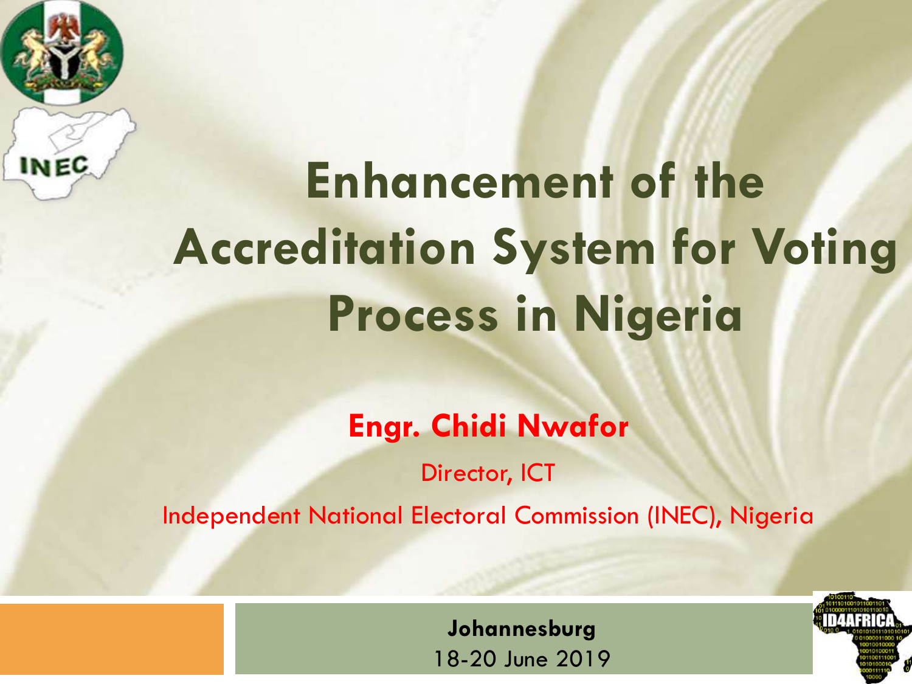# Enhancement of the Accreditation System for Voting Process in Nigeria

**Engr. Chidi Nwafor**

Director, ICT

Independent National Electoral Commission (INEC), Nigeria

**Johannesburg**

18-20 June 2019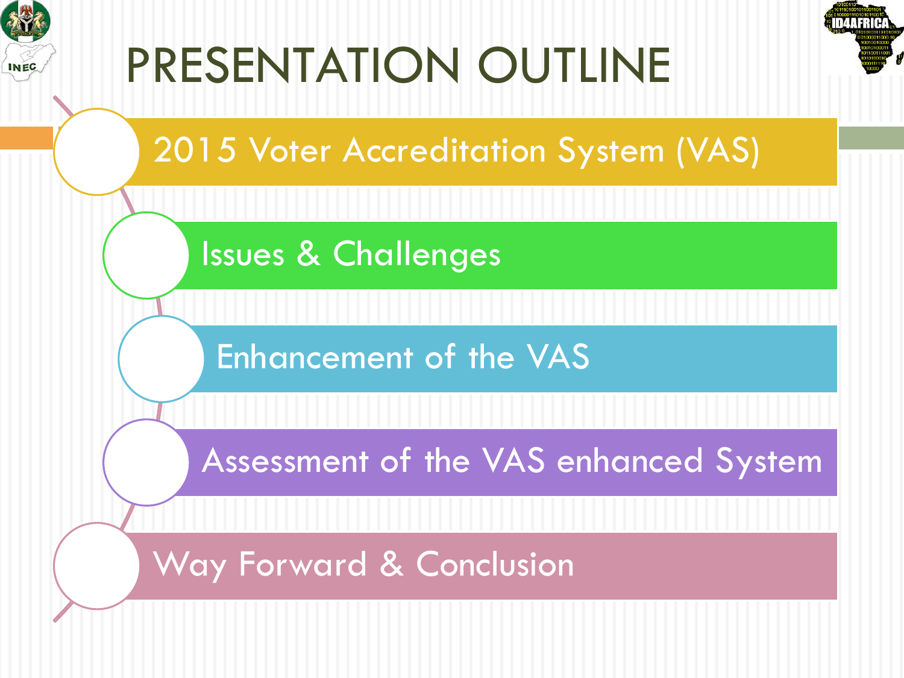# PRESENTATION OUTLINE

- 2015 Voter Accreditation System (VAS)
- Issues & Challenges
- Enhancement of the VAS
- Assessment of the VAS enhanced System
- Way Forward & Conclusion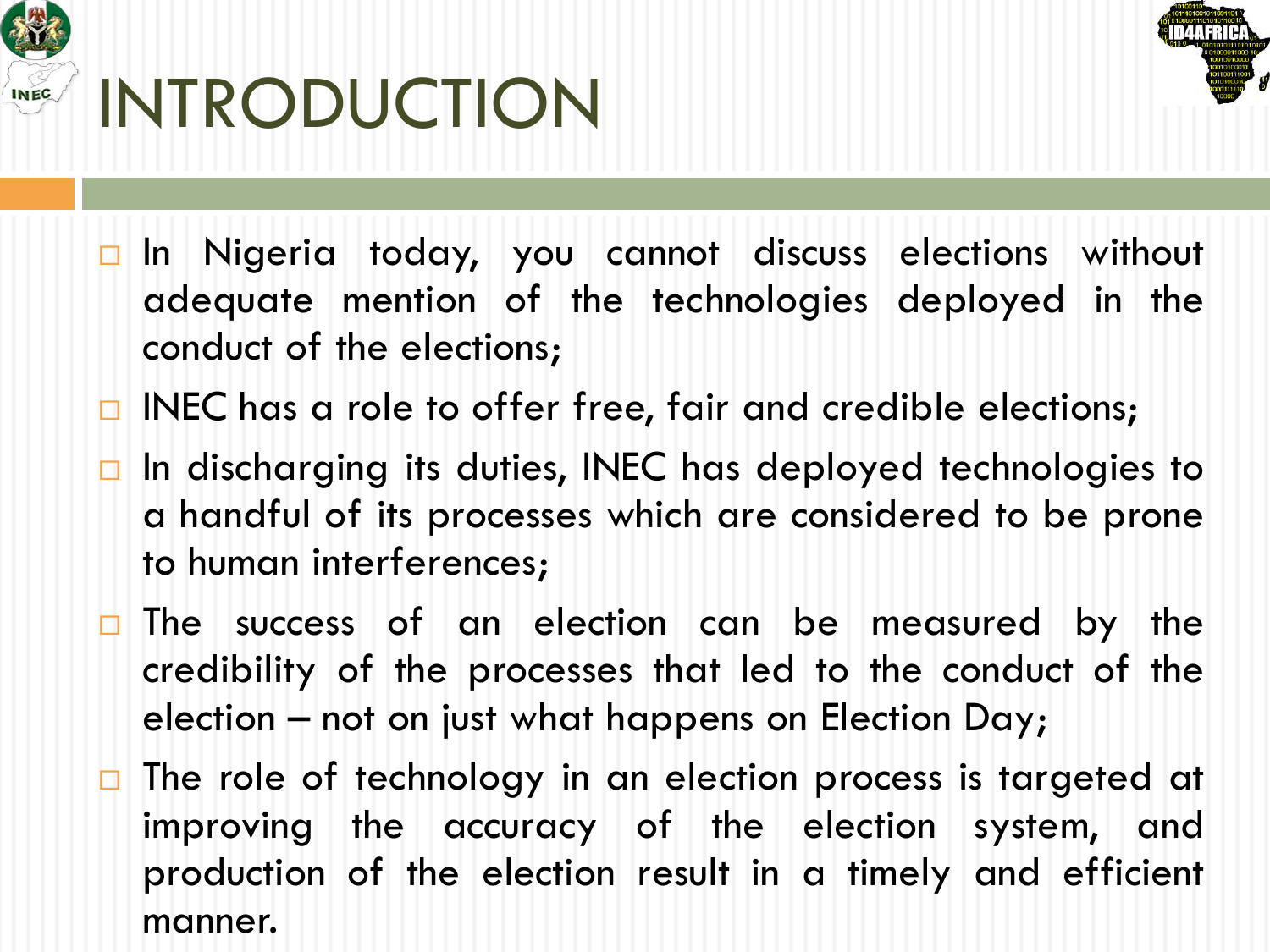# INTRODUCTION

- In Nigeria today, you cannot discuss elections without adequate mention of the technologies deployed in the conduct of the elections;
- INEC has a role to offer free, fair and credible elections;
- In discharging its duties, INEC has deployed technologies to a handful of its processes which are considered to be prone to human interferences;
- The success of an election can be measured by the credibility of the processes that led to the conduct of the election – not on just what happens on Election Day;
- The role of technology in an election process is targeted at improving the accuracy of the election system, and production of the election result in a timely and efficient manner.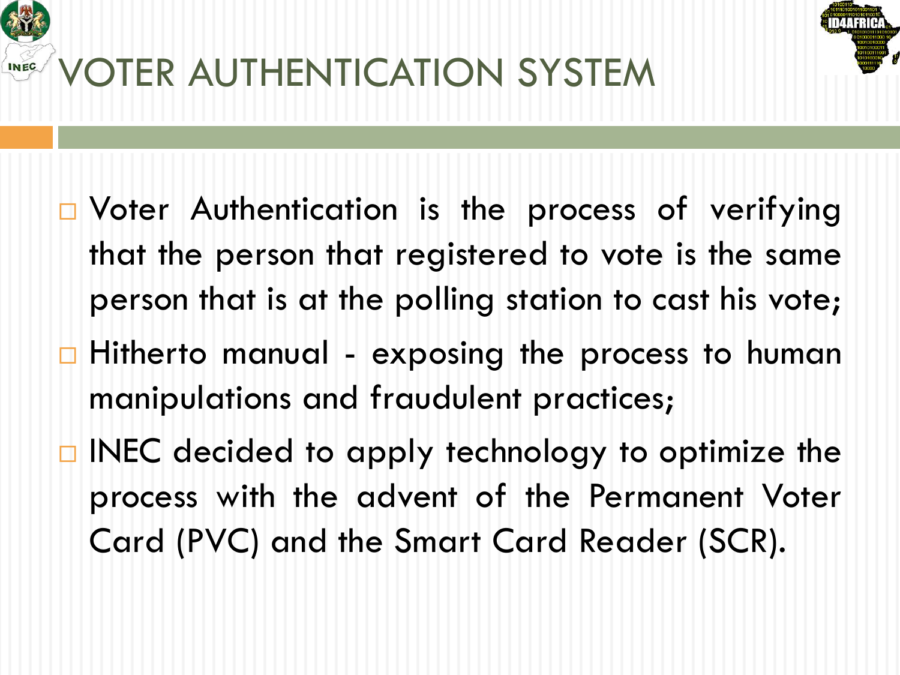# VOTER AUTHENTICATION SYSTEM

- Voter Authentication is the process of verifying that the person that registered to vote is the same person that is at the polling station to cast his vote;
- Hitherto manual - exposing the process to human manipulations and fraudulent practices;
- INEC decided to apply technology to optimize the process with the advent of the Permanent Voter Card (PVC) and the Smart Card Reader (SCR).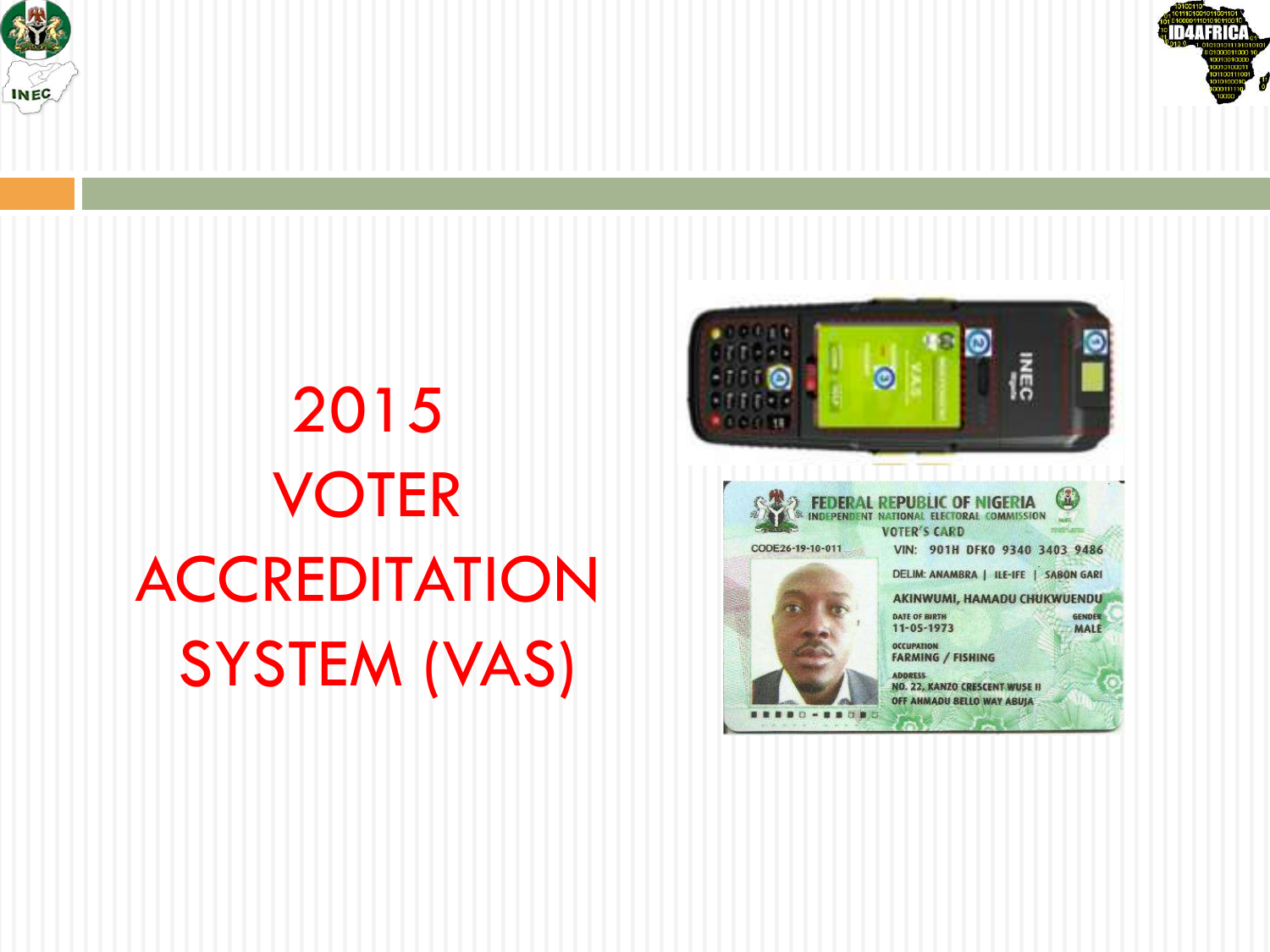# 2015 VOTER ACCREDITATION SYSTEM (VAS)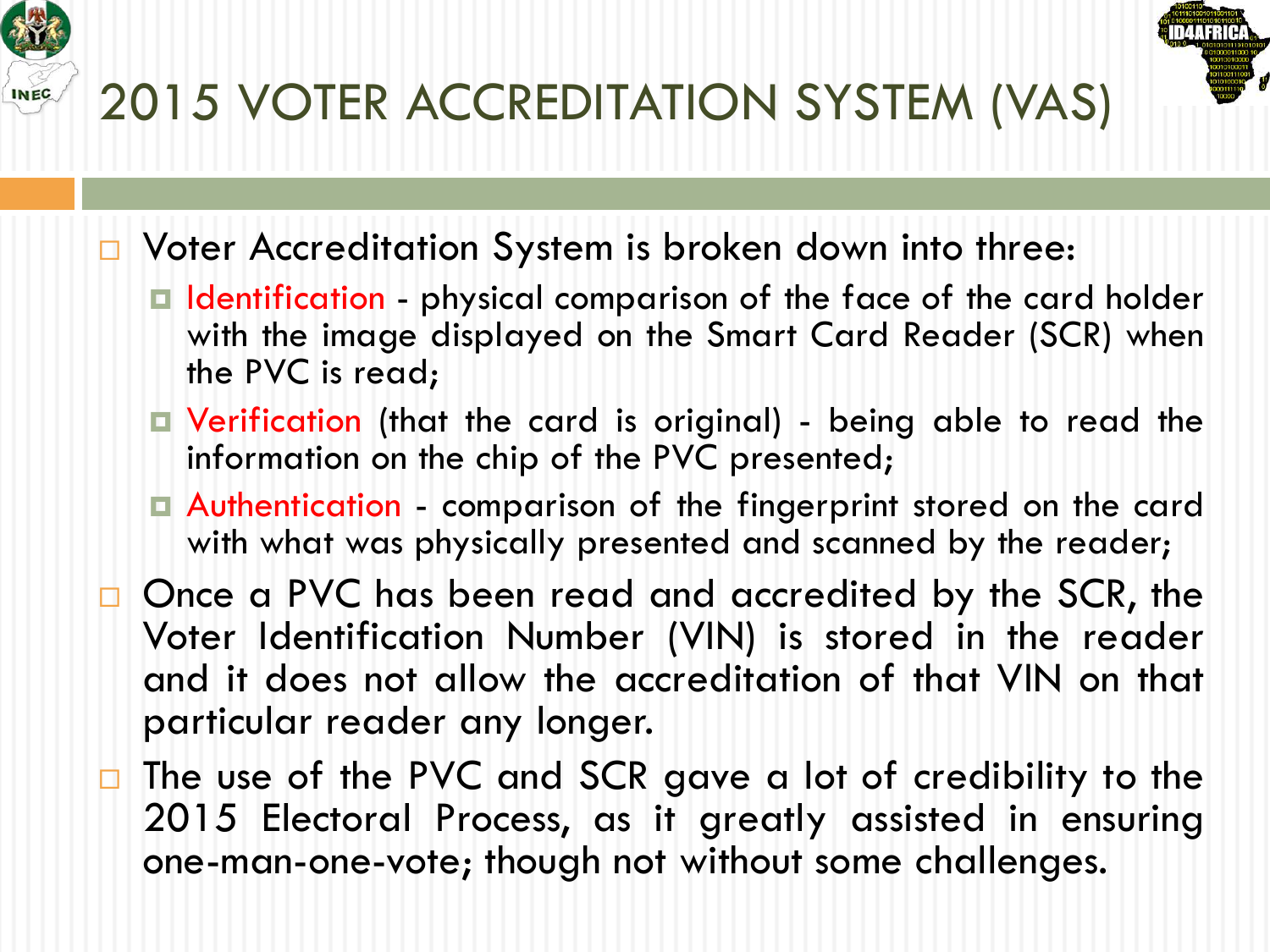# 2015 VOTER ACCREDITATION SYSTEM (VAS)

- Voter Accreditation System is broken down into three:
  - Identification - physical comparison of the face of the card holder with the image displayed on the Smart Card Reader (SCR) when the PVC is read;
  - Verification (that the card is original) - being able to read the information on the chip of the PVC presented;
  - Authentication - comparison of the fingerprint stored on the card with what was physically presented and scanned by the reader;
- Once a PVC has been read and accredited by the SCR, the Voter Identification Number (VIN) is stored in the reader and it does not allow the accreditation of that VIN on that particular reader any longer.
- The use of the PVC and SCR gave a lot of credibility to the 2015 Electoral Process, as it greatly assisted in ensuring one-man-one-vote; though not without some challenges.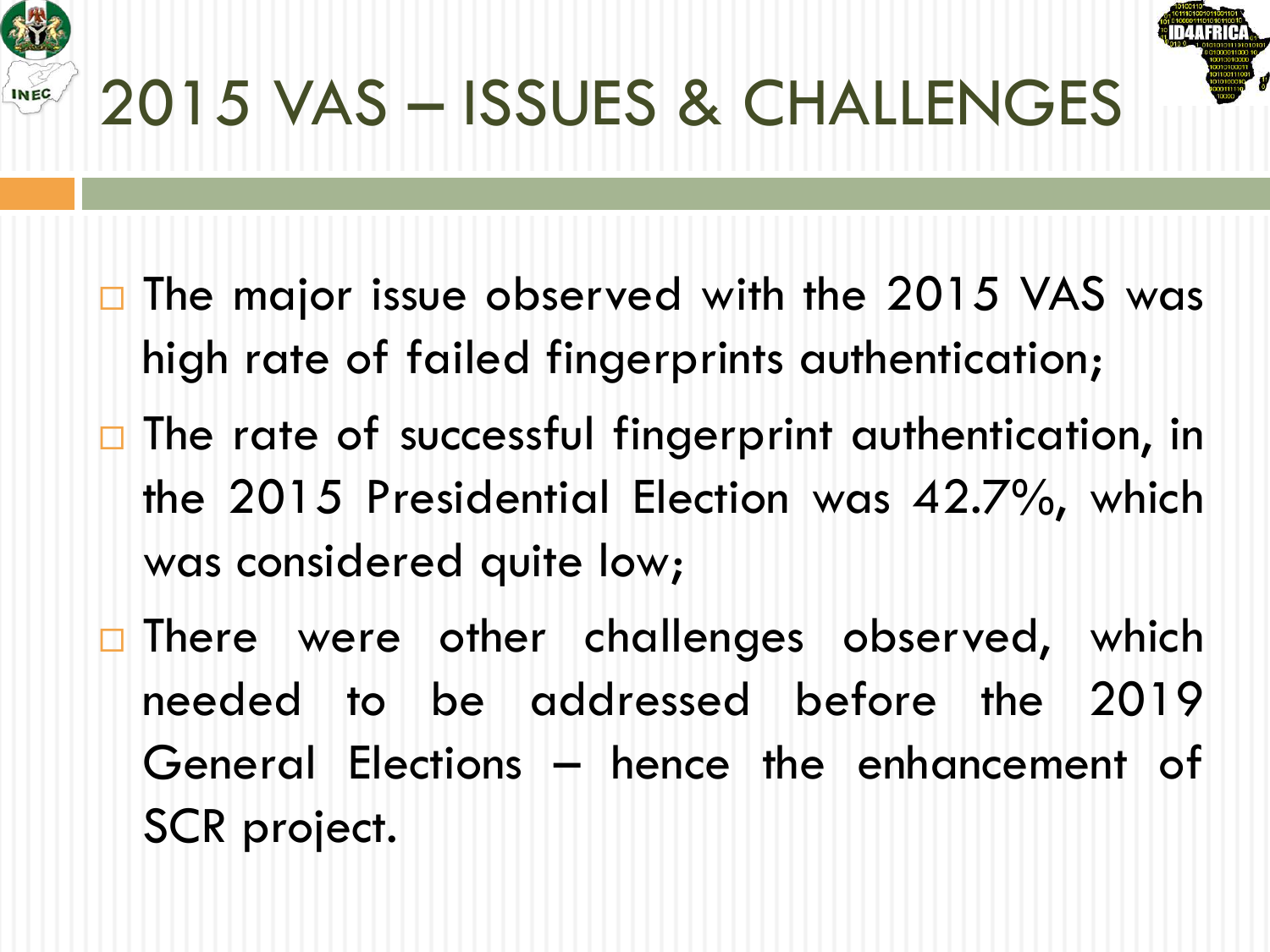# 2015 VAS – ISSUES & CHALLENGES

- The major issue observed with the 2015 VAS was high rate of failed fingerprints authentication;
- The rate of successful fingerprint authentication, in the 2015 Presidential Election was 42.7%, which was considered quite low;
- There were other challenges observed, which needed to be addressed before the 2019 General Elections – hence the enhancement of SCR project.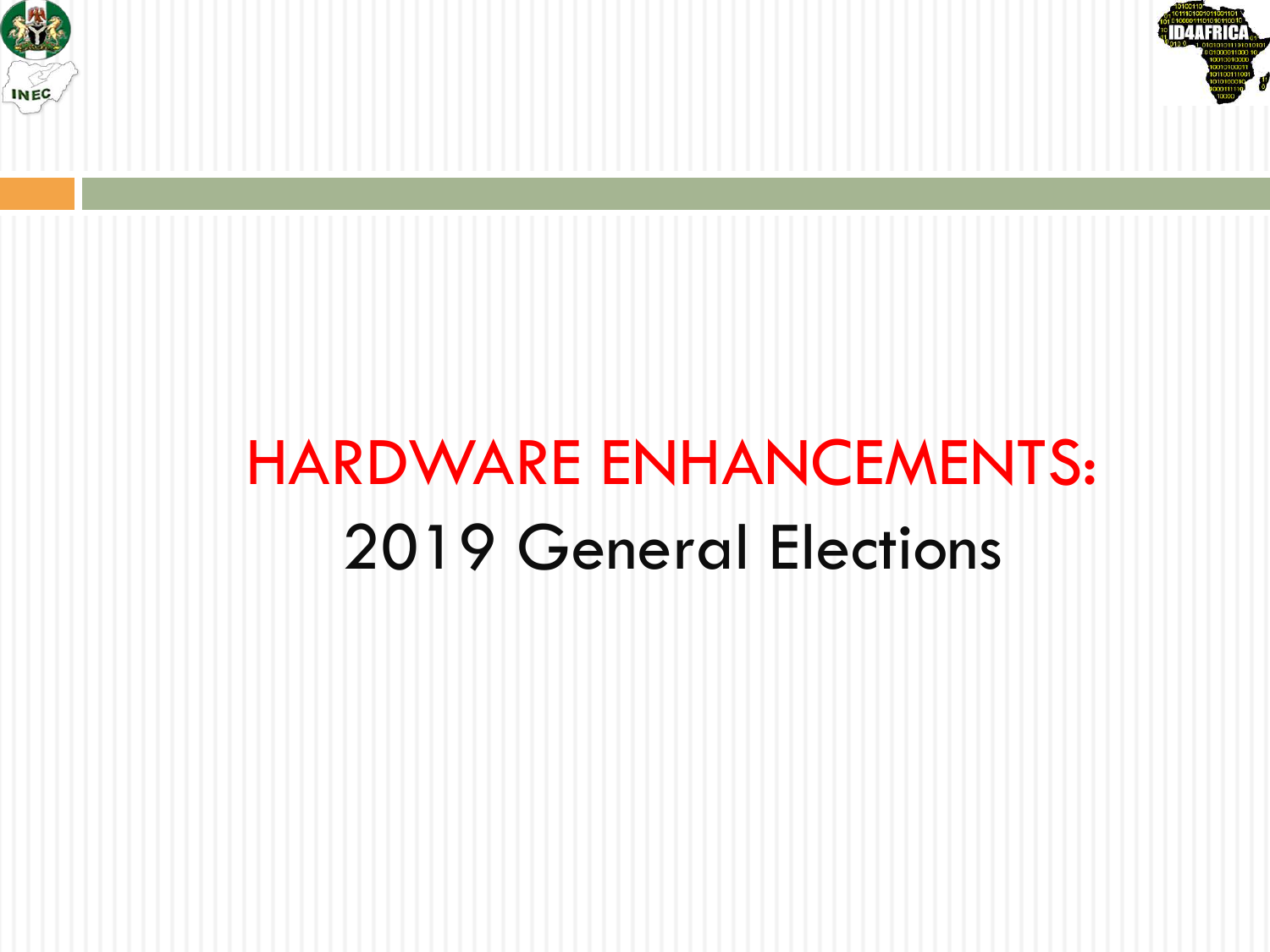# HARDWARE ENHANCEMENTS:

2019 General Elections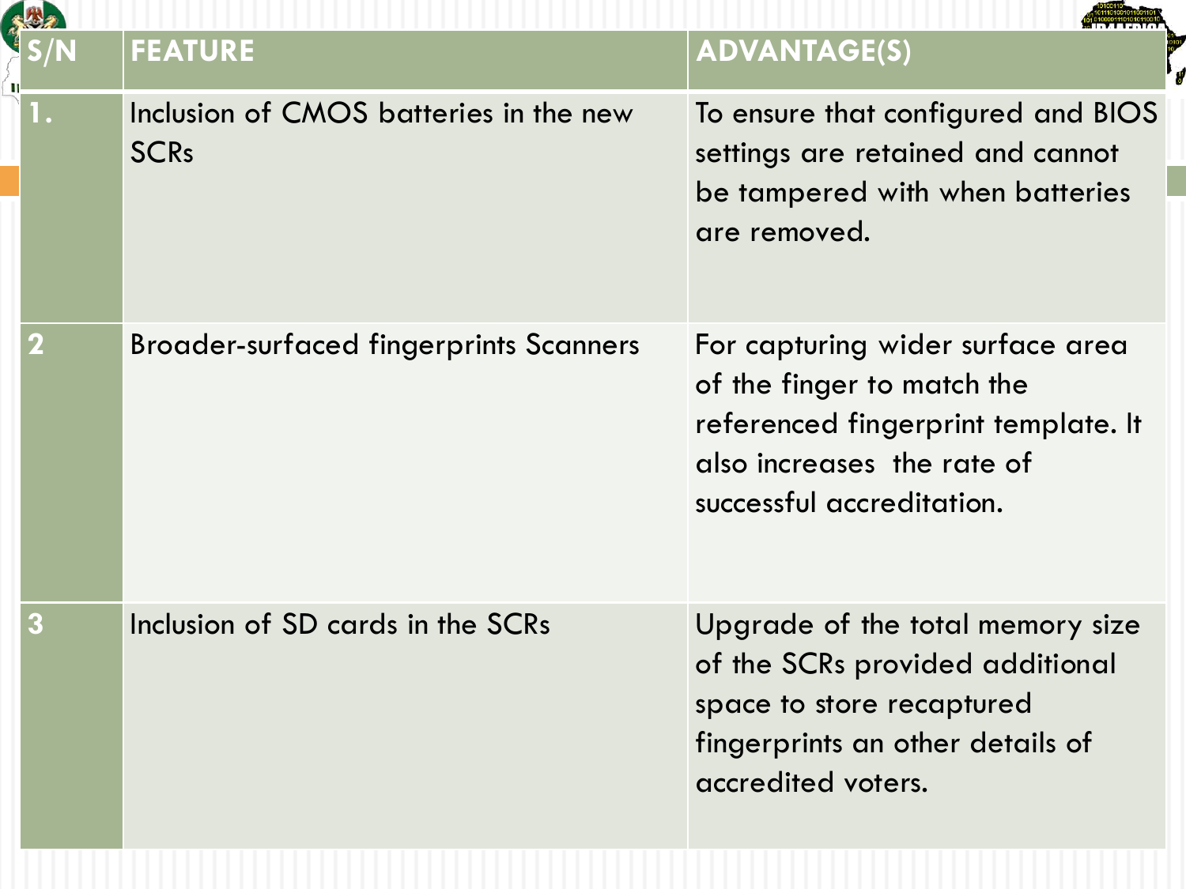| S/N | FEATURE | ADVANTAGE(S) |
|---|---|---|
| 1. | Inclusion of CMOS batteries in the new SCRs | To ensure that configured and BIOS settings are retained and cannot be tampered with when batteries are removed. |
| 2 | Broader-surfaced fingerprints Scanners | For capturing wider surface area of the finger to match the referenced fingerprint template. It also increases the rate of successful accreditation. |
| 3 | Inclusion of SD cards in the SCRs | Upgrade of the total memory size of the SCRs provided additional space to store recaptured fingerprints an other details of accredited voters. |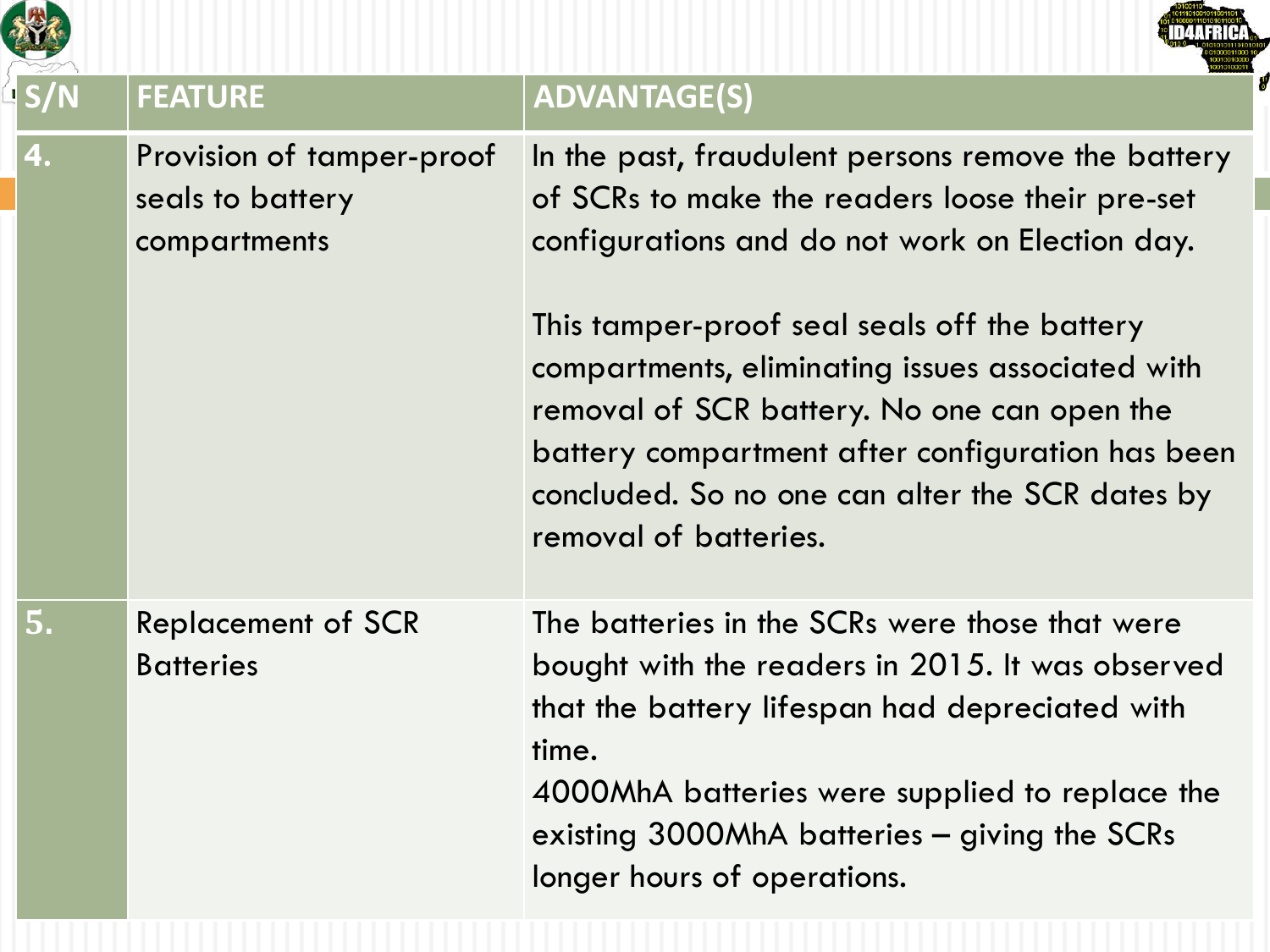| S/N | FEATURE | ADVANTAGE(S) |
| --- | --- | --- |
| 4. | Provision of tamper-proof seals to battery compartments | In the past, fraudulent persons remove the battery of SCRs to make the readers loose their pre-set configurations and do not work on Election day.<br><br>This tamper-proof seal seals off the battery compartments, eliminating issues associated with removal of SCR battery. No one can open the battery compartment after configuration has been concluded. So no one can alter the SCR dates by removal of batteries. |
| 5. | Replacement of SCR Batteries | The batteries in the SCRs were those that were bought with the readers in 2015. It was observed that the battery lifespan had depreciated with time.<br>4000MhA batteries were supplied to replace the existing 3000MhA batteries – giving the SCRs longer hours of operations. |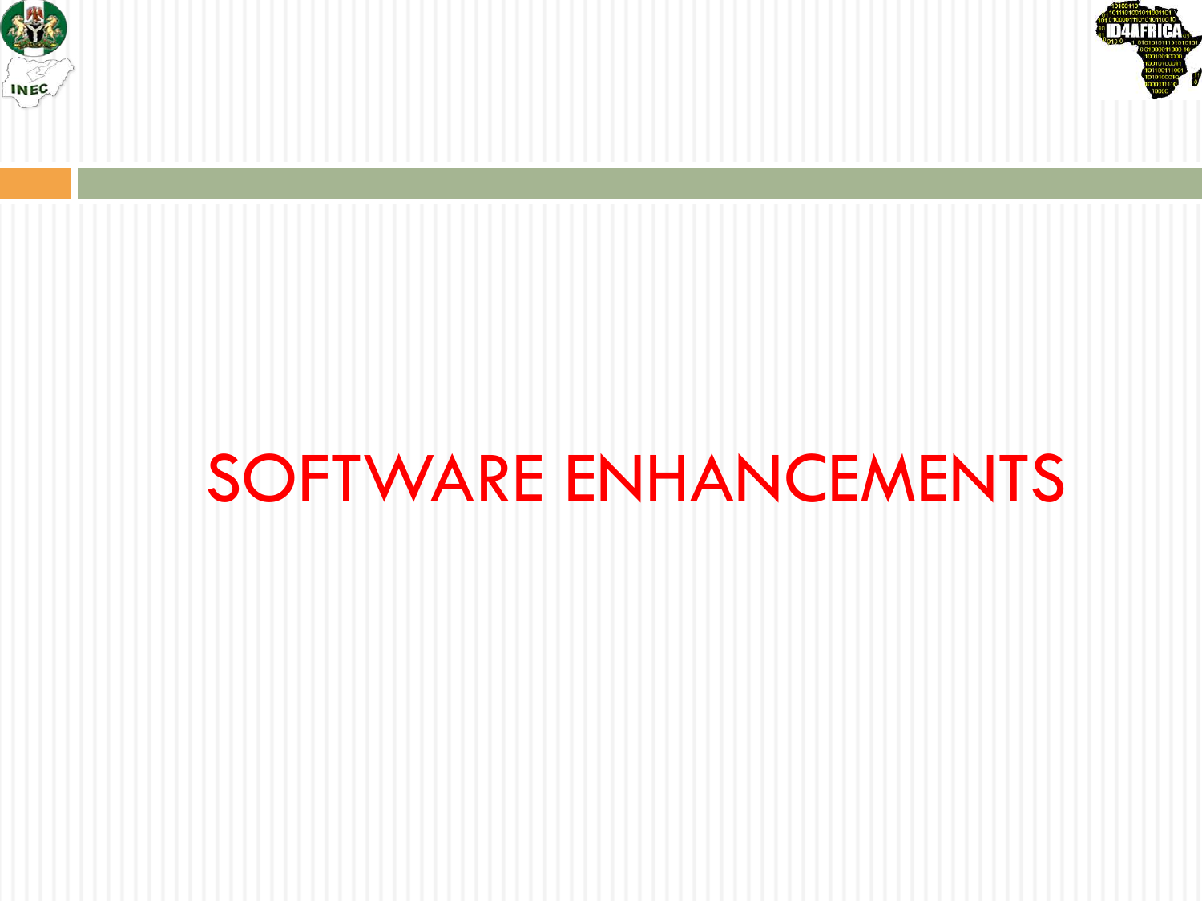# SOFTWARE ENHANCEMENTS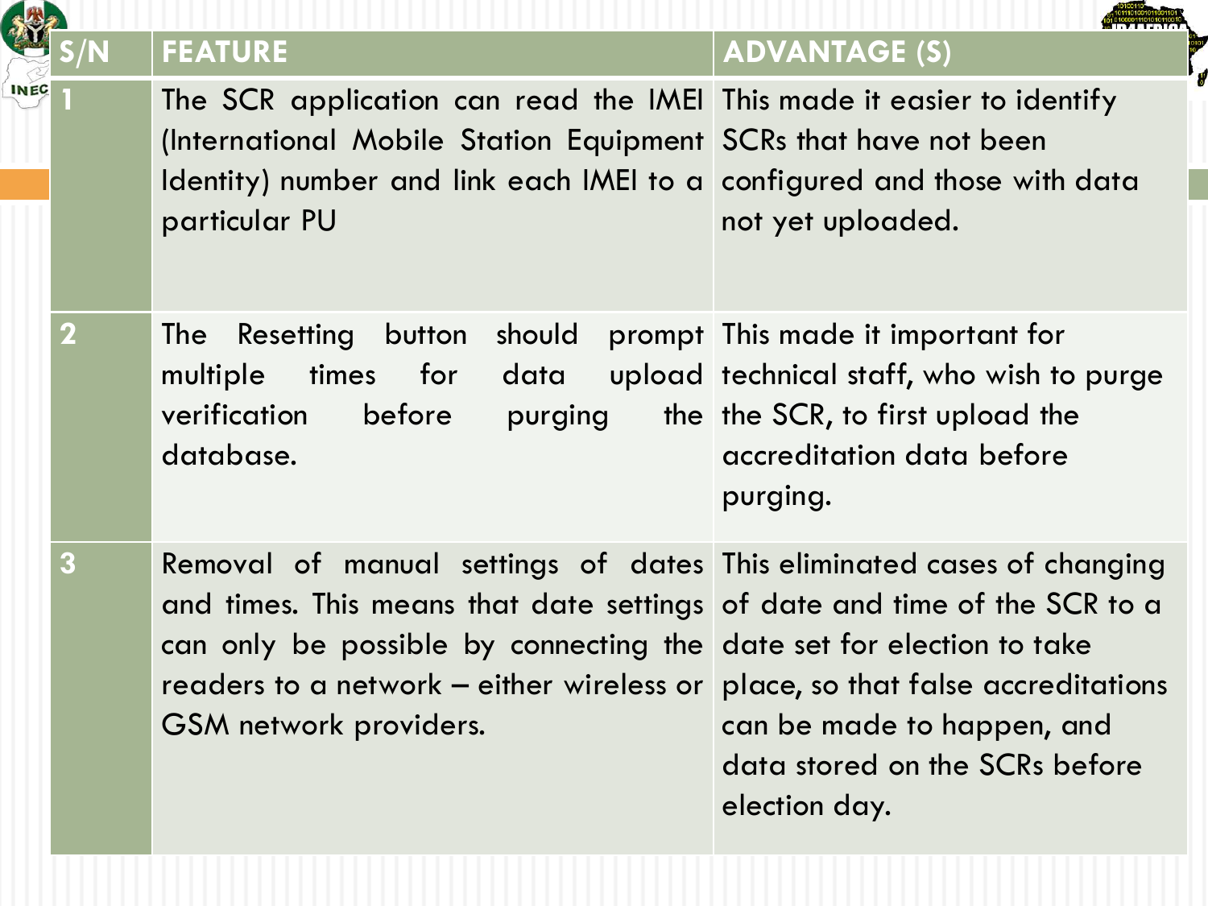| S/N | FEATURE | ADVANTAGE (S) |
| --- | --- | --- |
| 1 | The SCR application can read the IMEI (International Mobile Station Equipment Identity) number and link each IMEI to a particular PU | This made it easier to identify SCRs that have not been configured and those with data not yet uploaded. |
| 2 | The Resetting button should prompt multiple times for data upload verification before purging the database. | This made it important for technical staff, who wish to purge the SCR, to first upload the accreditation data before purging. |
| 3 | Removal of manual settings of dates and times. This means that date settings can only be possible by connecting the readers to a network – either wireless or GSM network providers. | This eliminated cases of changing of date and time of the SCR to a date set for election to take place, so that false accreditations can be made to happen, and data stored on the SCRs before election day. |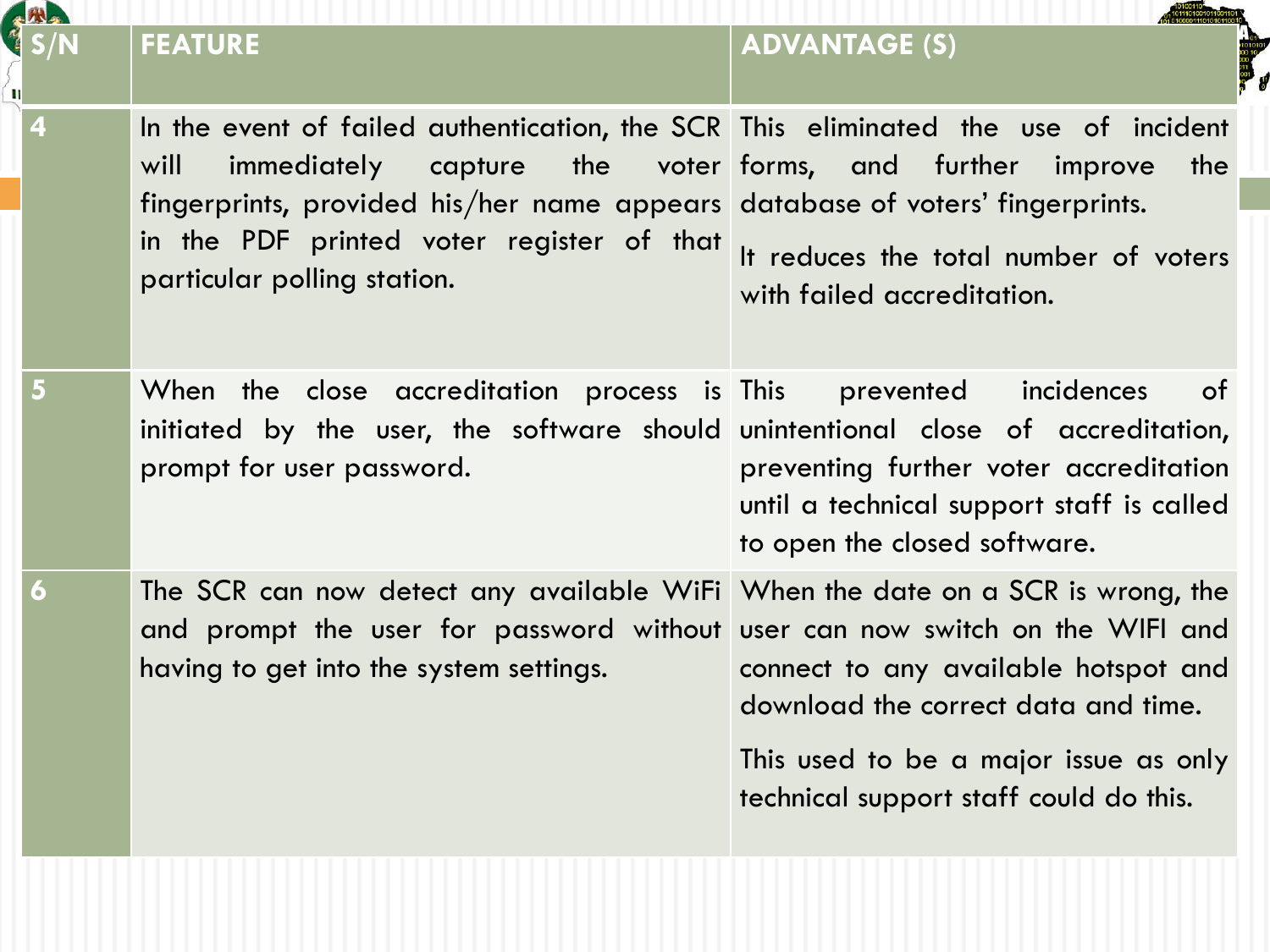| S/N | FEATURE | ADVANTAGE (S) |
|---|---|---|
| 4 | In the event of failed authentication, the SCR will immediately capture the voter fingerprints, provided his/her name appears in the PDF printed voter register of that particular polling station. | This eliminated the use of incident forms, and further improve the database of voters' fingerprints.<br><br>It reduces the total number of voters with failed accreditation. |
| 5 | When the close accreditation process is initiated by the user, the software should prompt for user password. | This prevented incidences of unintentional close of accreditation, preventing further voter accreditation until a technical support staff is called to open the closed software. |
| 6 | The SCR can now detect any available WiFi and prompt the user for password without having to get into the system settings. | When the date on a SCR is wrong, the user can now switch on the WIFI and connect to any available hotspot and download the correct data and time.<br><br>This used to be a major issue as only technical support staff could do this. |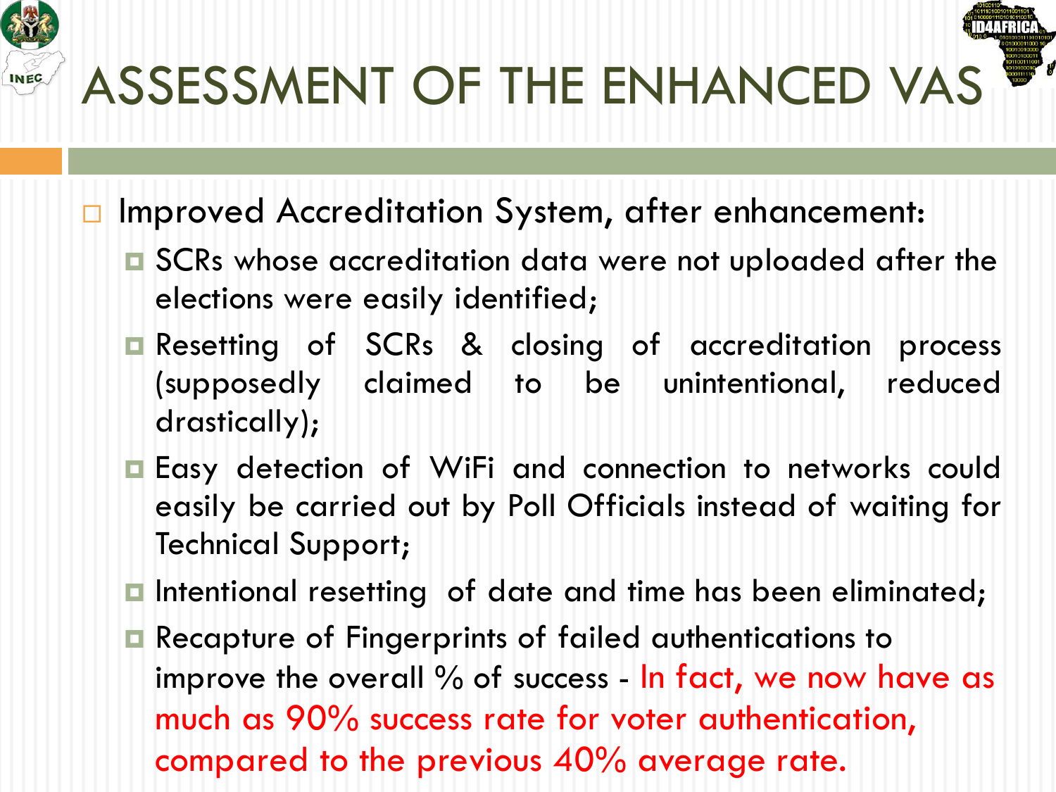# ASSESSMENT OF THE ENHANCED VAS

- Improved Accreditation System, after enhancement:
  - SCRs whose accreditation data were not uploaded after the elections were easily identified;
  - Resetting of SCRs & closing of accreditation process (supposedly claimed to be unintentional, reduced drastically);
  - Easy detection of WiFi and connection to networks could easily be carried out by Poll Officials instead of waiting for Technical Support;
  - Intentional resetting of date and time has been eliminated;
  - Recapture of Fingerprints of failed authentications to improve the overall % of success - In fact, we now have as much as 90% success rate for voter authentication, compared to the previous 40% average rate.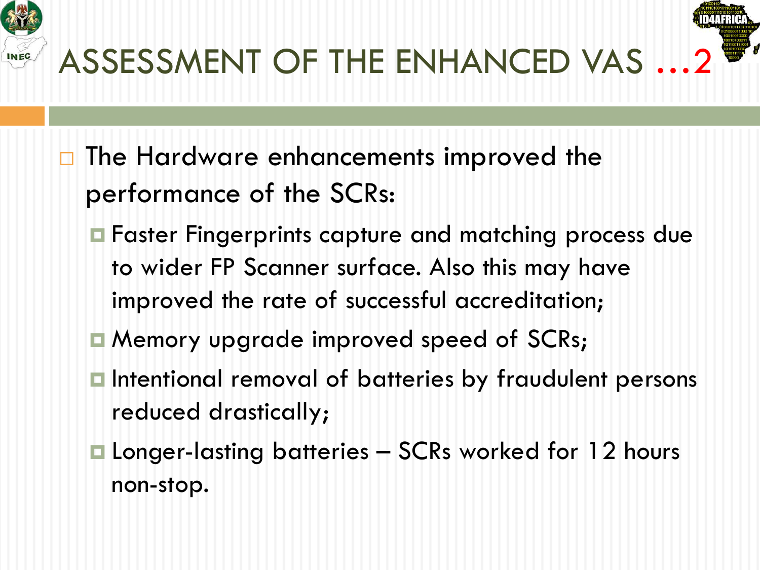# ASSESSMENT OF THE ENHANCED VAS …2

- The Hardware enhancements improved the performance of the SCRs:
  - Faster Fingerprints capture and matching process due to wider FP Scanner surface. Also this may have improved the rate of successful accreditation;
  - Memory upgrade improved speed of SCRs;
  - Intentional removal of batteries by fraudulent persons reduced drastically;
  - Longer-lasting batteries – SCRs worked for 12 hours non-stop.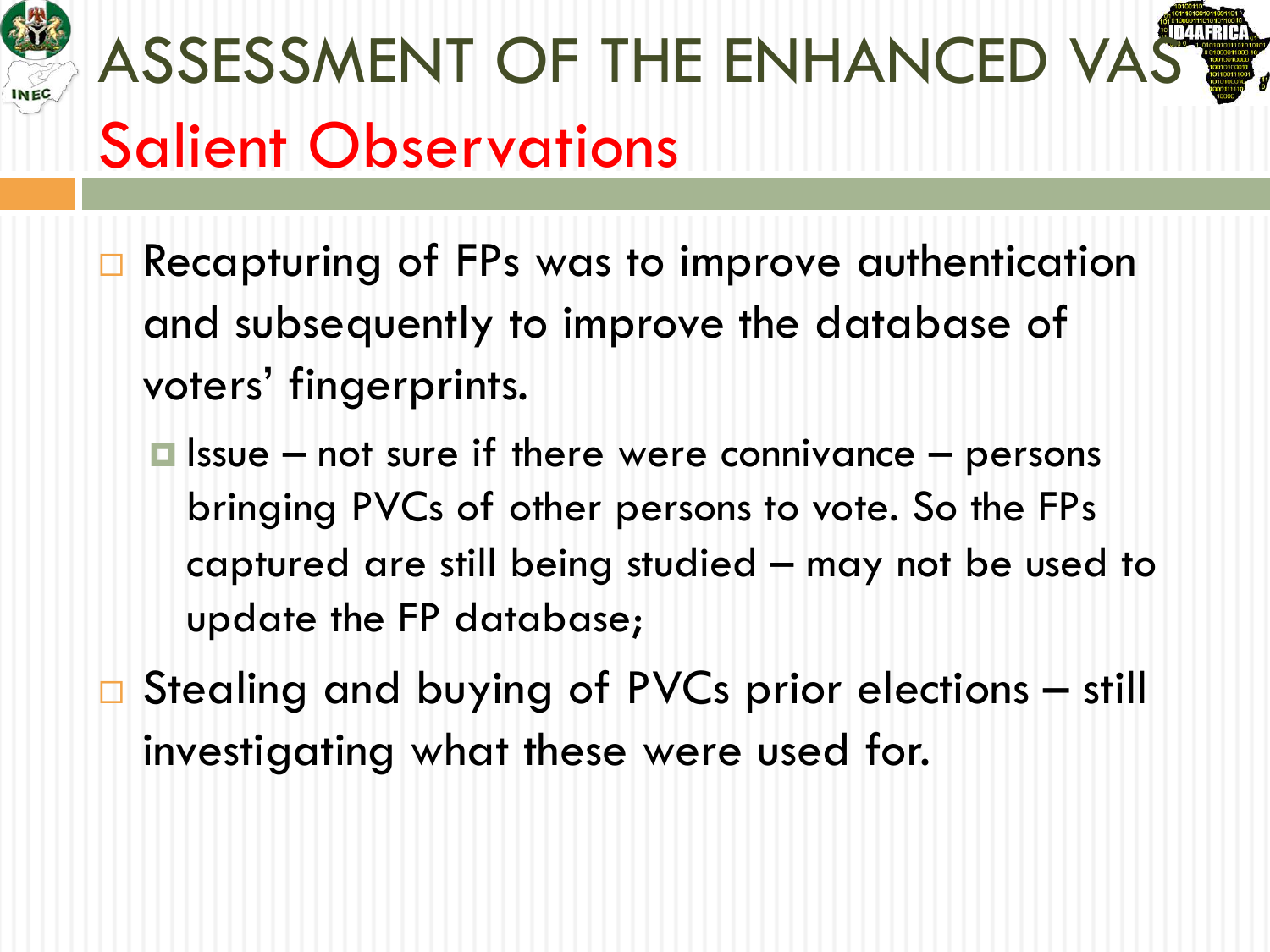# ASSESSMENT OF THE ENHANCED VAS

## Salient Observations

- Recapturing of FPs was to improve authentication and subsequently to improve the database of voters' fingerprints.
  - Issue – not sure if there were connivance – persons bringing PVCs of other persons to vote. So the FPs captured are still being studied – may not be used to update the FP database;
- Stealing and buying of PVCs prior elections – still investigating what these were used for.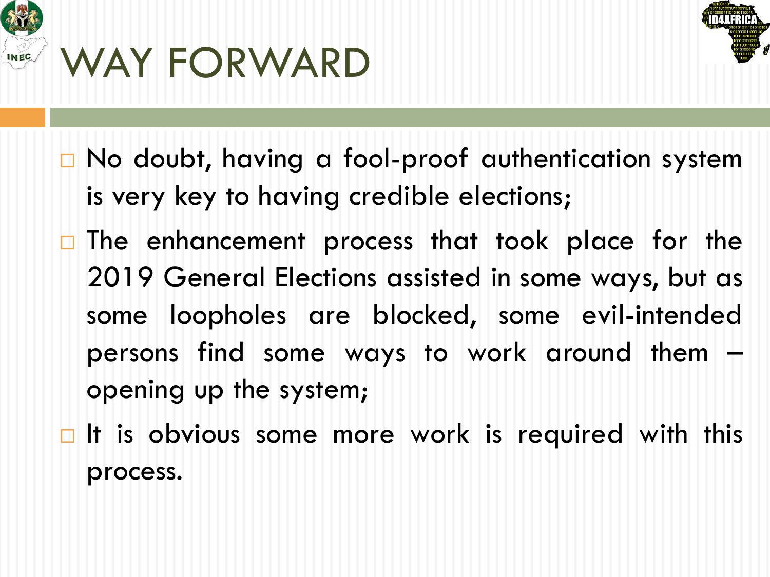# WAY FORWARD

- No doubt, having a fool-proof authentication system is very key to having credible elections;
- The enhancement process that took place for the 2019 General Elections assisted in some ways, but as some loopholes are blocked, some evil-intended persons find some ways to work around them – opening up the system;
- It is obvious some more work is required with this process.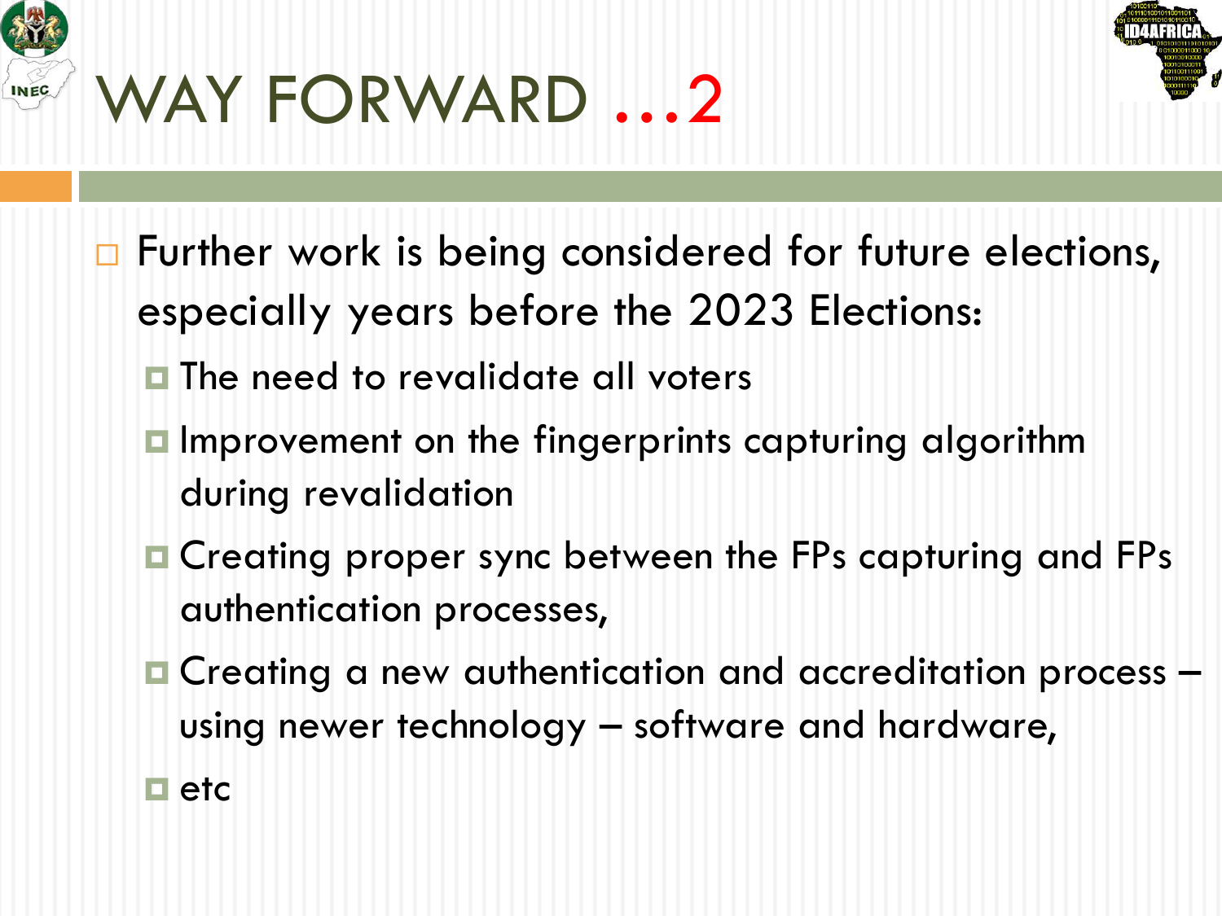# WAY FORWARD …2

- Further work is being considered for future elections, especially years before the 2023 Elections:
  - The need to revalidate all voters
  - Improvement on the fingerprints capturing algorithm during revalidation
  - Creating proper sync between the FPs capturing and FPs authentication processes,
  - Creating a new authentication and accreditation process – using newer technology – software and hardware,
  - etc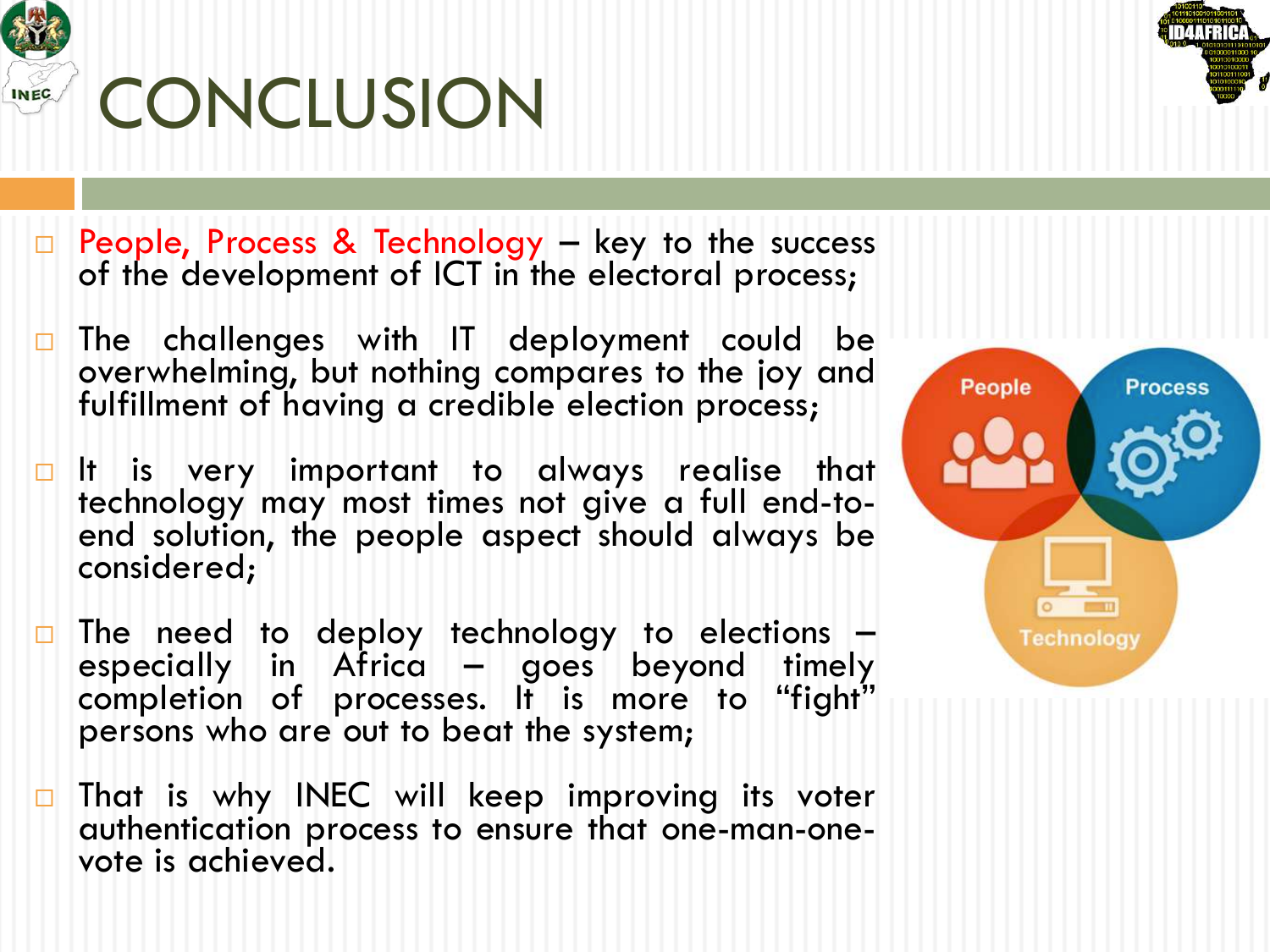# CONCLUSION

- People, Process & Technology – key to the success of the development of ICT in the electoral process;
- The challenges with IT deployment could be overwhelming, but nothing compares to the joy and fulfillment of having a credible election process;
- It is very important to always realise that technology may most times not give a full end-to-end solution, the people aspect should always be considered;
- The need to deploy technology to elections – especially in Africa – goes beyond timely completion of processes. It is more to "fight" persons who are out to beat the system;
- That is why INEC will keep improving its voter authentication process to ensure that one-man-one-vote is achieved.

People

Process

Technology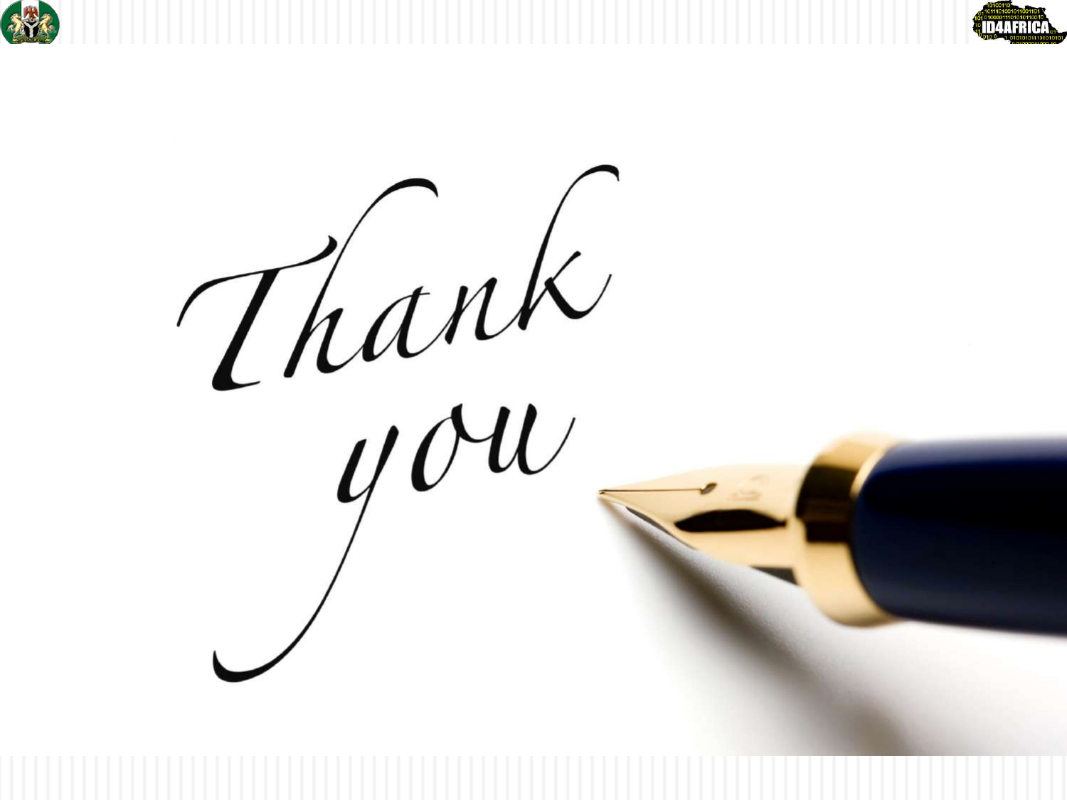Thank you